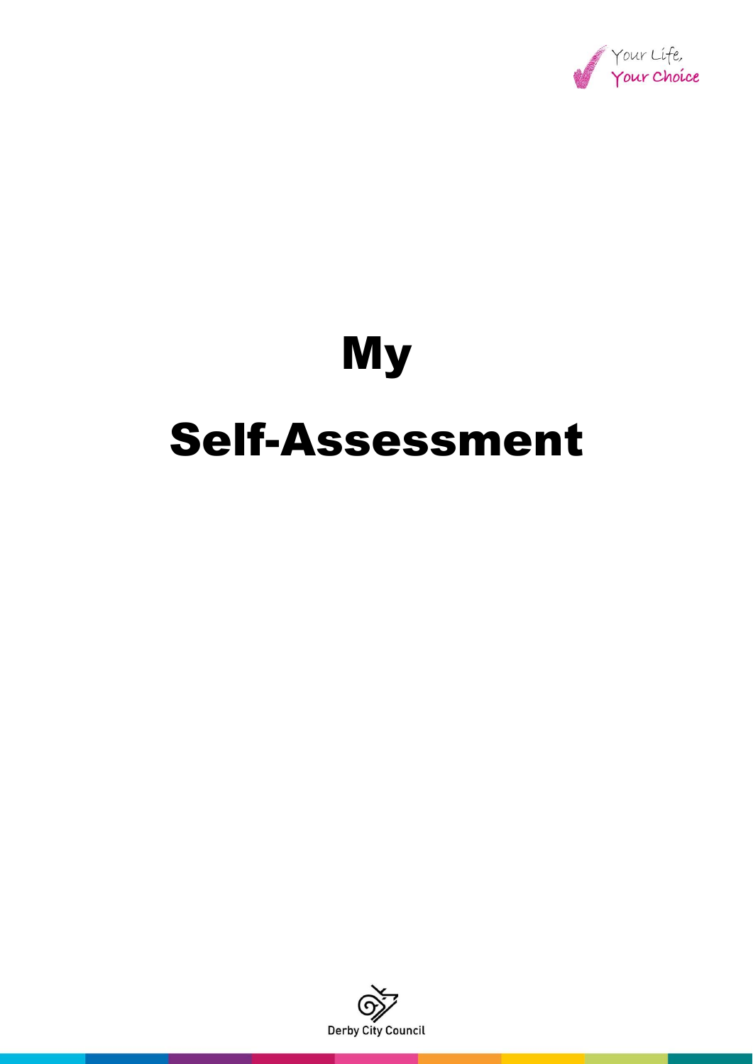Your Life, Your Choice

# My Self-Assessment

Derby City Council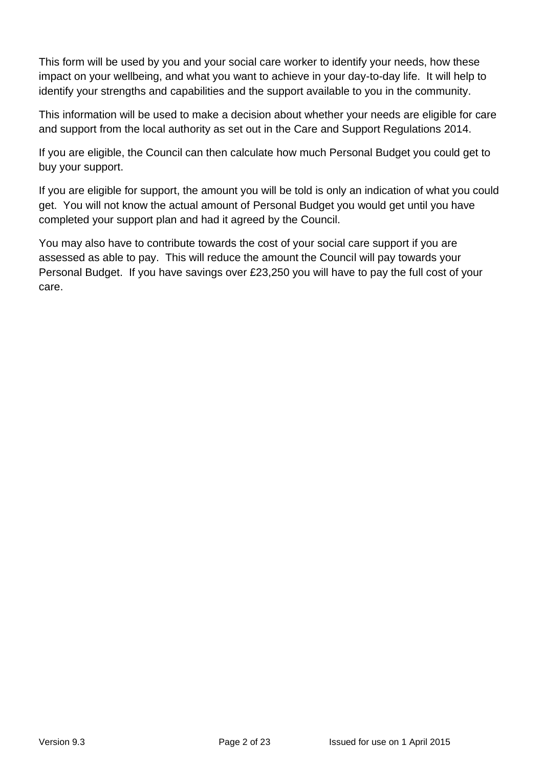This form will be used by you and your social care worker to identify your needs, how these impact on your wellbeing, and what you want to achieve in your day-to-day life. It will help to identify your strengths and capabilities and the support available to you in the community.

This information will be used to make a decision about whether your needs are eligible for care and support from the local authority as set out in the Care and Support Regulations 2014.

If you are eligible, the Council can then calculate how much Personal Budget you could get to buy your support.

If you are eligible for support, the amount you will be told is only an indication of what you could get. You will not know the actual amount of Personal Budget you would get until you have completed your support plan and had it agreed by the Council.

You may also have to contribute towards the cost of your social care support if you are assessed as able to pay. This will reduce the amount the Council will pay towards your Personal Budget. If you have savings over £23,250 you will have to pay the full cost of your care.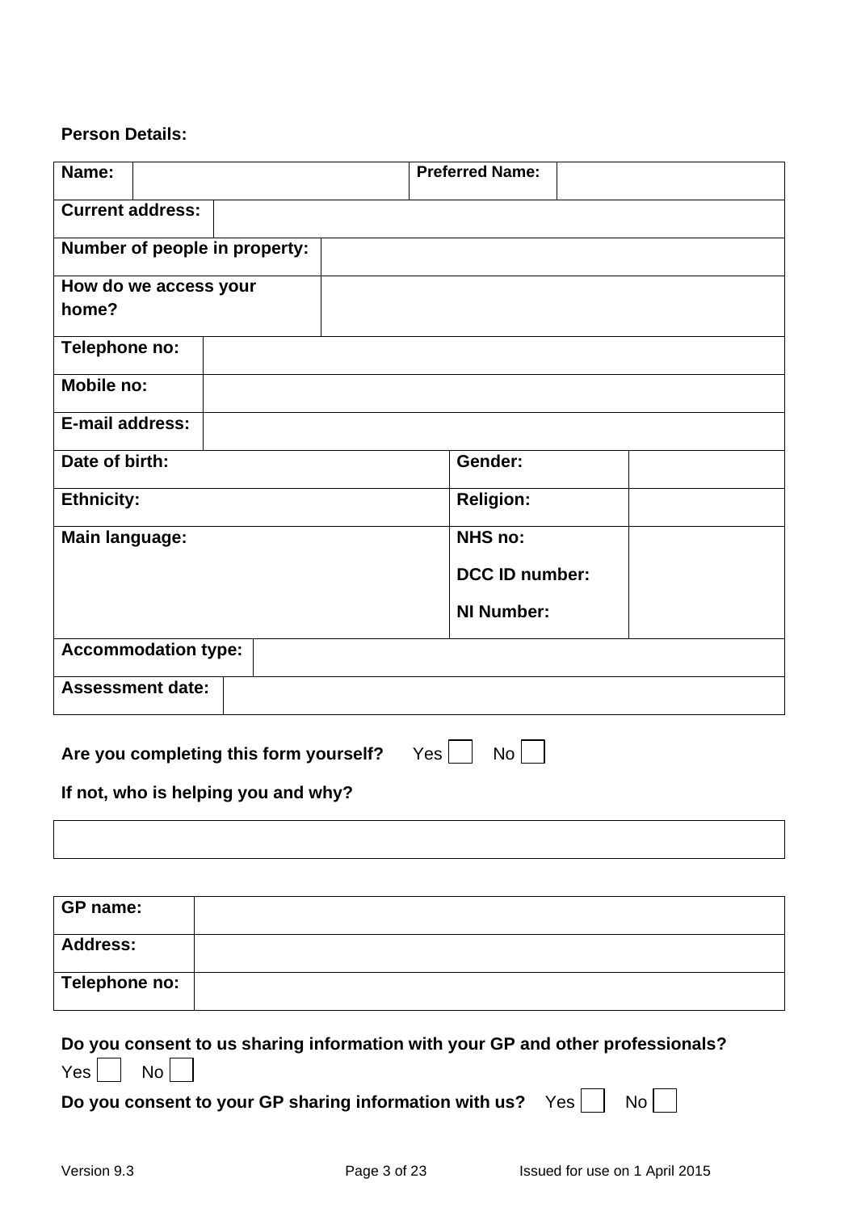**Person Details:**

| Name: | | Preferred Name: | |
|---|---|---|---|
| Current address: | | | |
| Number of people in property: | | | |
| How do we access your home? | | | |
| Telephone no: | | | |
| Mobile no: | | | |
| E-mail address: | | | |
| Date of birth: | | Gender: | |
| Ethnicity: | | Religion: | |
| Main language: | | NHS no:<br>DCC ID number:<br>NI Number: | |
| Accommodation type: | | | |
| Assessment date: | | | |

**Are you completing this form yourself?** Yes ☐ No ☐

**If not, who is helping you and why?**

| |
|---|
| |

| GP name: | |
|---|---|
| Address: | |
| Telephone no: | |

**Do you consent to us sharing information with your GP and other professionals?**
Yes ☐ No ☐

**Do you consent to your GP sharing information with us?** Yes ☐ No ☐

Version 9.3 Issued for use on 1 April 2015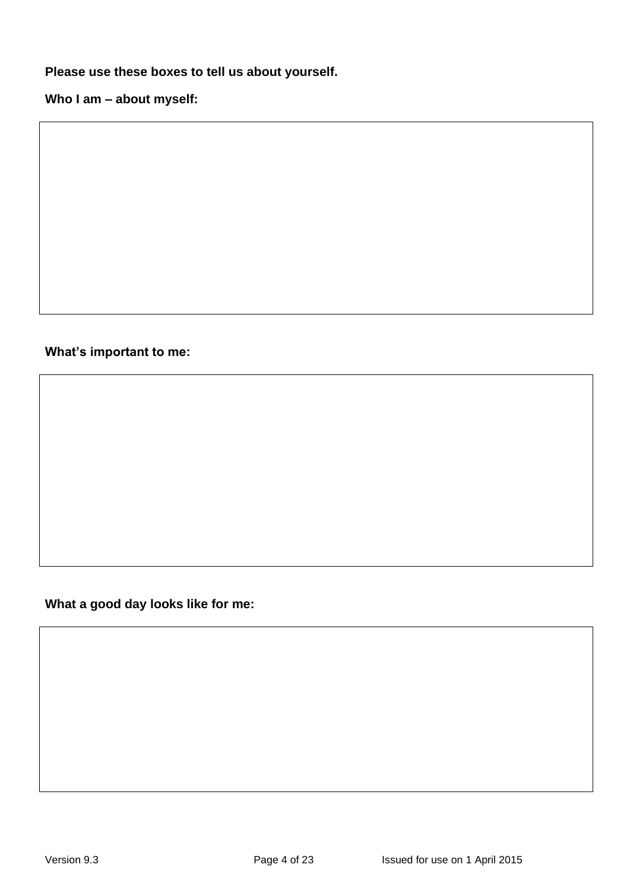**Please use these boxes to tell us about yourself.**

**Who I am – about myself:**

| |
|---|
| |

**What's important to me:**

| |
|---|
| |

**What a good day looks like for me:**

| |
|---|
| |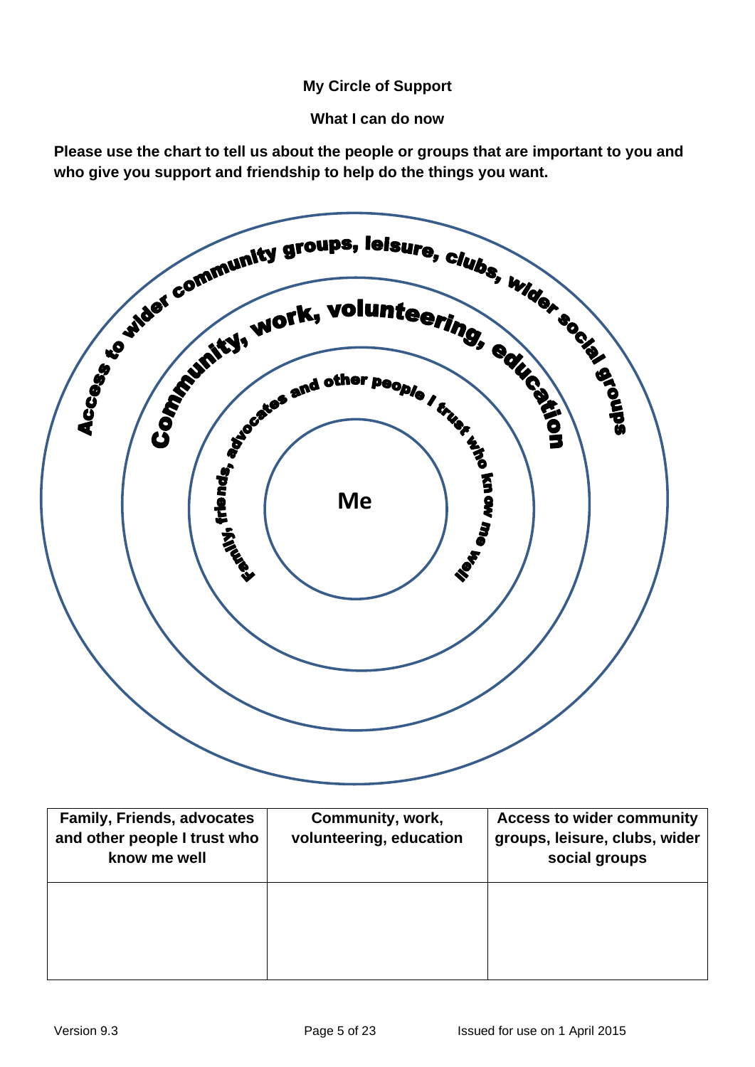**My Circle of Support**

**What I can do now**

**Please use the chart to tell us about the people or groups that are important to you and who give you support and friendship to help do the things you want.**

Access to wider community groups, leisure, clubs, wider social groups

Community, work, volunteering, education

Family, friends, advocates and other people I trust who know me well

Me

| Family, Friends, advocates and other people I trust who know me well | Community, work, volunteering, education | Access to wider community groups, leisure, clubs, wider social groups |
|---|---|---|
| | | |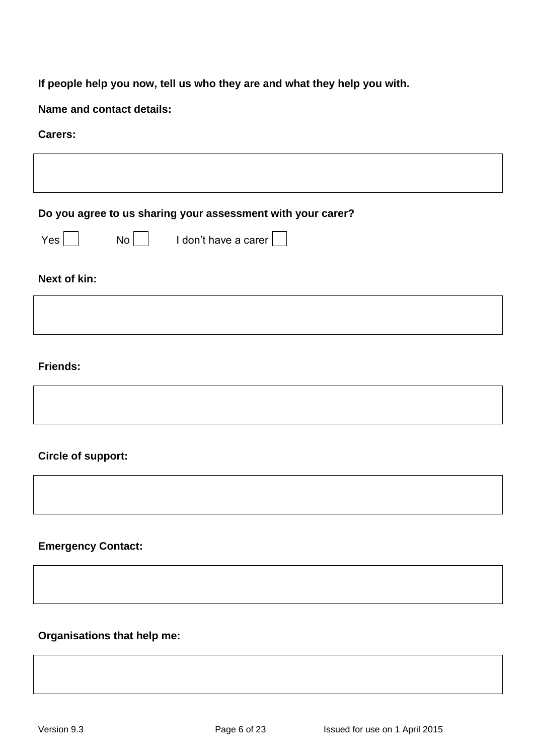**If people help you now, tell us who they are and what they help you with.**

**Name and contact details:**

**Carers:**

| |
|---|
| |

**Do you agree to us sharing your assessment with your carer?**

Yes ☐ No ☐ I don't have a carer ☐

**Next of kin:**

| |
|---|
| |

**Friends:**

| |
|---|
| |

**Circle of support:**

| |
|---|
| |

**Emergency Contact:**

| |
|---|
| |

**Organisations that help me:**

| |
|---|
| |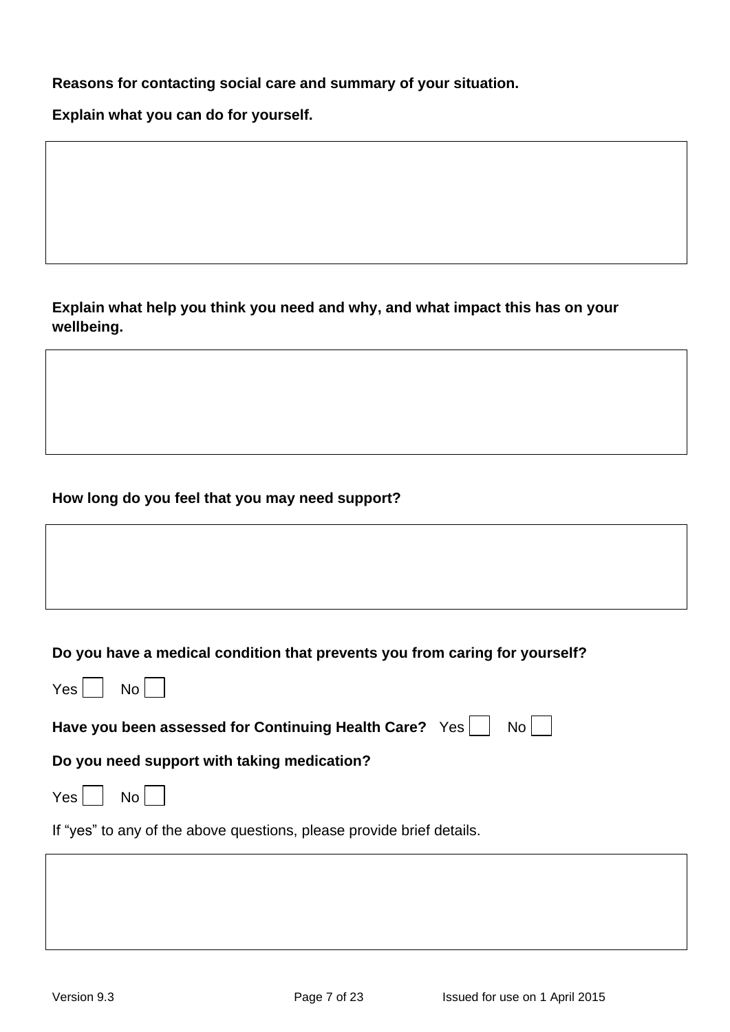**Reasons for contacting social care and summary of your situation.**

**Explain what you can do for yourself.**

**Explain what help you think you need and why, and what impact this has on your wellbeing.**

**How long do you feel that you may need support?**

**Do you have a medical condition that prevents you from caring for yourself?**

Yes ☐ No ☐

**Have you been assessed for Continuing Health Care?** Yes ☐ No ☐

**Do you need support with taking medication?**

Yes ☐ No ☐

If "yes" to any of the above questions, please provide brief details.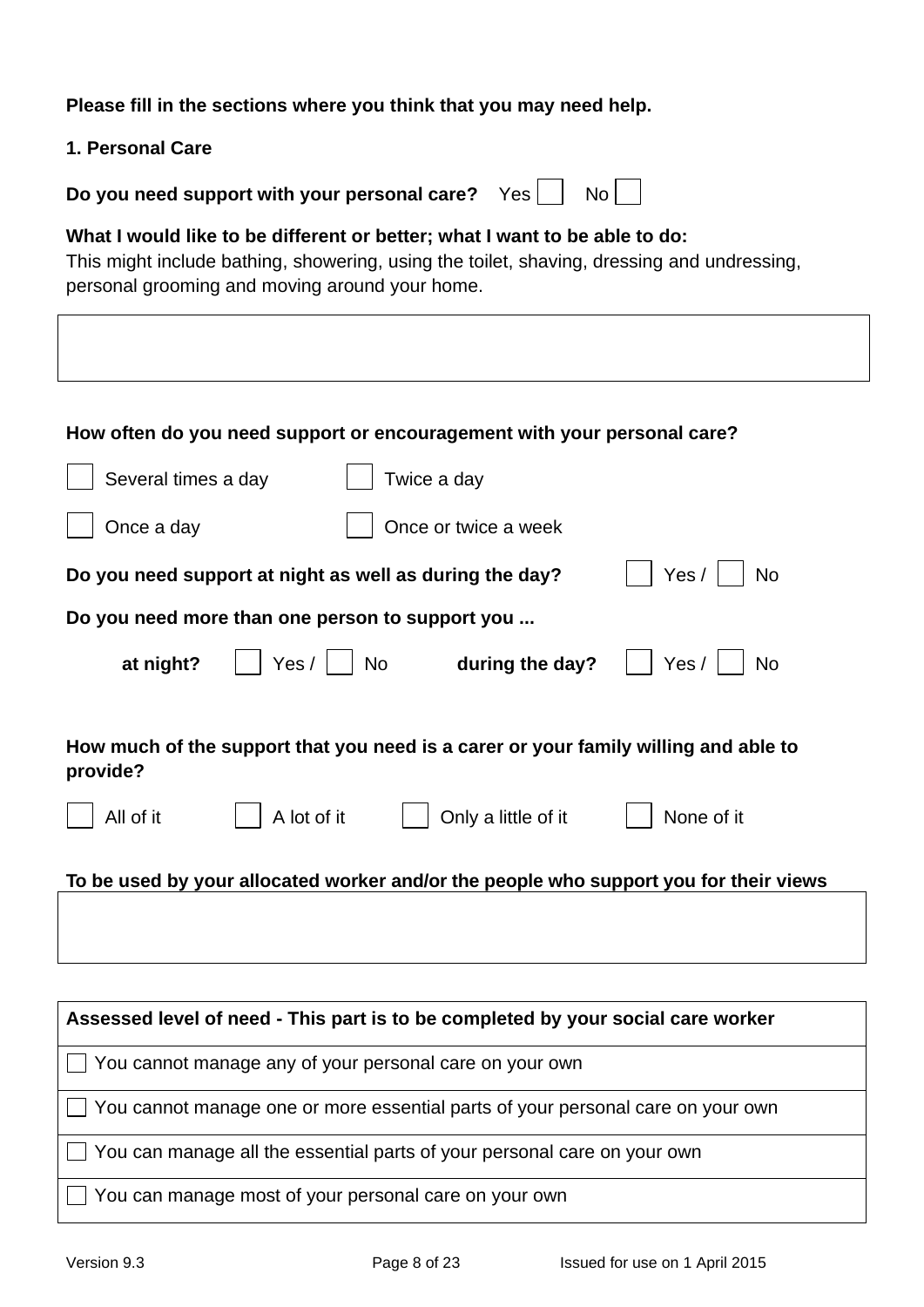**Please fill in the sections where you think that you may need help.**

## 1. Personal Care

**Do you need support with your personal care?** Yes ☐ No ☐

**What I would like to be different or better; what I want to be able to do:**
This might include bathing, showering, using the toilet, shaving, dressing and undressing, personal grooming and moving around your home.

|  |
|---|
|  |

**How often do you need support or encouragement with your personal care?**

☐ Several times a day ☐ Twice a day

☐ Once a day ☐ Once or twice a week

**Do you need support at night as well as during the day?** ☐ Yes / ☐ No

**Do you need more than one person to support you ...**

**at night?** ☐ Yes / ☐ No **during the day?** ☐ Yes / ☐ No

**How much of the support that you need is a carer or your family willing and able to provide?**

☐ All of it ☐ A lot of it ☐ Only a little of it ☐ None of it

**To be used by your allocated worker and/or the people who support you for their views**

|  |
|---|
|  |

| **Assessed level of need - This part is to be completed by your social care worker** |
|---|
| ☐ You cannot manage any of your personal care on your own |
| ☐ You cannot manage one or more essential parts of your personal care on your own |
| ☐ You can manage all the essential parts of your personal care on your own |
| ☐ You can manage most of your personal care on your own |

Version 9.3 Issued for use on 1 April 2015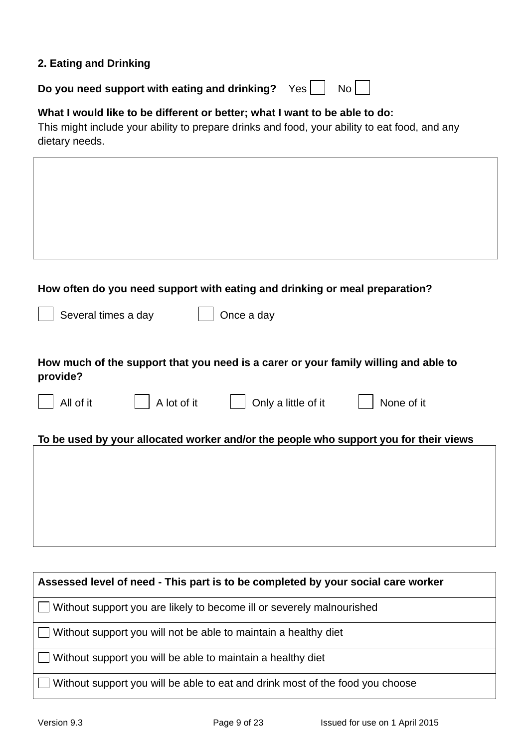## 2. Eating and Drinking

**Do you need support with eating and drinking?** Yes ☐ No ☐

**What I would like to be different or better; what I want to be able to do:**
This might include your ability to prepare drinks and food, your ability to eat food, and any dietary needs.

| |
|---|
| |

**How often do you need support with eating and drinking or meal preparation?**

☐ Several times a day ☐ Once a day

**How much of the support that you need is a carer or your family willing and able to provide?**

☐ All of it ☐ A lot of it ☐ Only a little of it ☐ None of it

**To be used by your allocated worker and/or the people who support you for their views**

| |
|---|
| |

| Assessed level of need - This part is to be completed by your social care worker |
|---|
| ☐ Without support you are likely to become ill or severely malnourished |
| ☐ Without support you will not be able to maintain a healthy diet |
| ☐ Without support you will be able to maintain a healthy diet |
| ☐ Without support you will be able to eat and drink most of the food you choose |

Version 9.3 Issued for use on 1 April 2015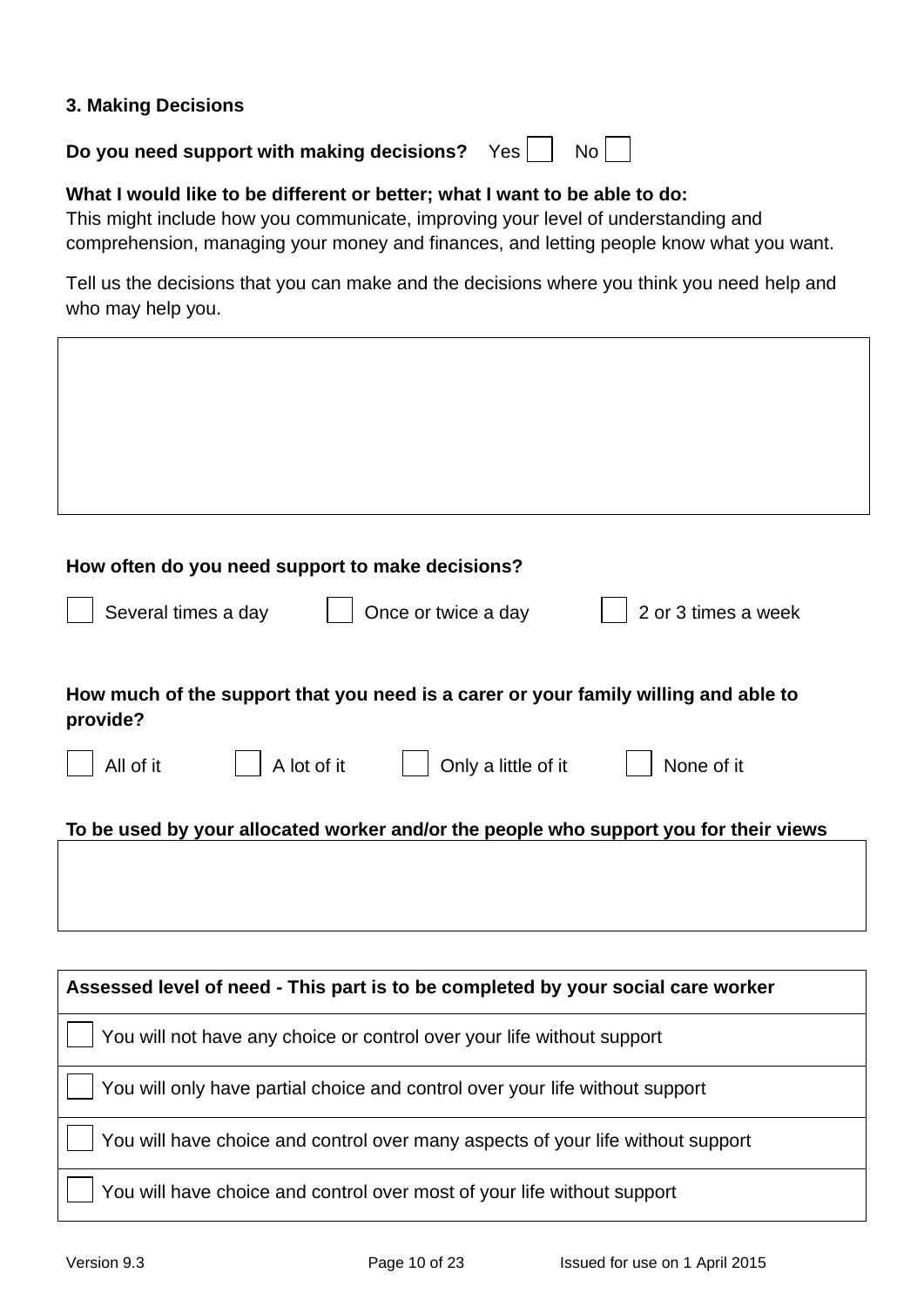### 3. Making Decisions

**Do you need support with making decisions?** Yes ☐ No ☐

**What I would like to be different or better; what I want to be able to do:**
This might include how you communicate, improving your level of understanding and comprehension, managing your money and finances, and letting people know what you want.

Tell us the decisions that you can make and the decisions where you think you need help and who may help you.

|  |
|---|
|  |

**How often do you need support to make decisions?**

☐ Several times a day ☐ Once or twice a day ☐ 2 or 3 times a week

**How much of the support that you need is a carer or your family willing and able to provide?**

☐ All of it ☐ A lot of it ☐ Only a little of it ☐ None of it

**To be used by your allocated worker and/or the people who support you for their views**

|  |
|---|
|  |

| **Assessed level of need - This part is to be completed by your social care worker** |
|---|
| ☐ You will not have any choice or control over your life without support |
| ☐ You will only have partial choice and control over your life without support |
| ☐ You will have choice and control over many aspects of your life without support |
| ☐ You will have choice and control over most of your life without support |

Version 9.3 Issued for use on 1 April 2015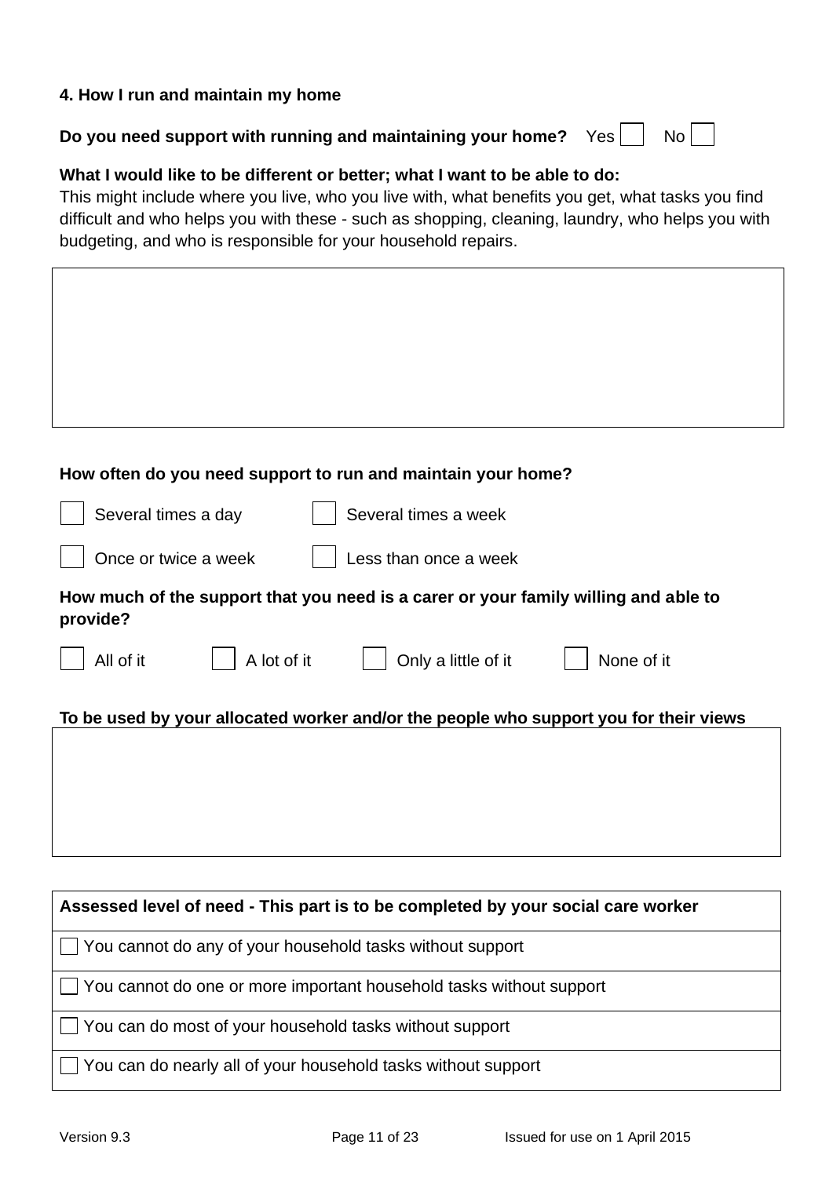## 4. How I run and maintain my home

**Do you need support with running and maintaining your home?** Yes ☐ No ☐

**What I would like to be different or better; what I want to be able to do:**
This might include where you live, who you live with, what benefits you get, what tasks you find difficult and who helps you with these - such as shopping, cleaning, laundry, who helps you with budgeting, and who is responsible for your household repairs.

| |
|---|
| |

**How often do you need support to run and maintain your home?**

☐ Several times a day ☐ Several times a week

☐ Once or twice a week ☐ Less than once a week

**How much of the support that you need is a carer or your family willing and able to provide?**

☐ All of it ☐ A lot of it ☐ Only a little of it ☐ None of it

**To be used by your allocated worker and/or the people who support you for their views**

| |
|---|
| |

| **Assessed level of need - This part is to be completed by your social care worker** |
|---|
| ☐ You cannot do any of your household tasks without support |
| ☐ You cannot do one or more important household tasks without support |
| ☐ You can do most of your household tasks without support |
| ☐ You can do nearly all of your household tasks without support |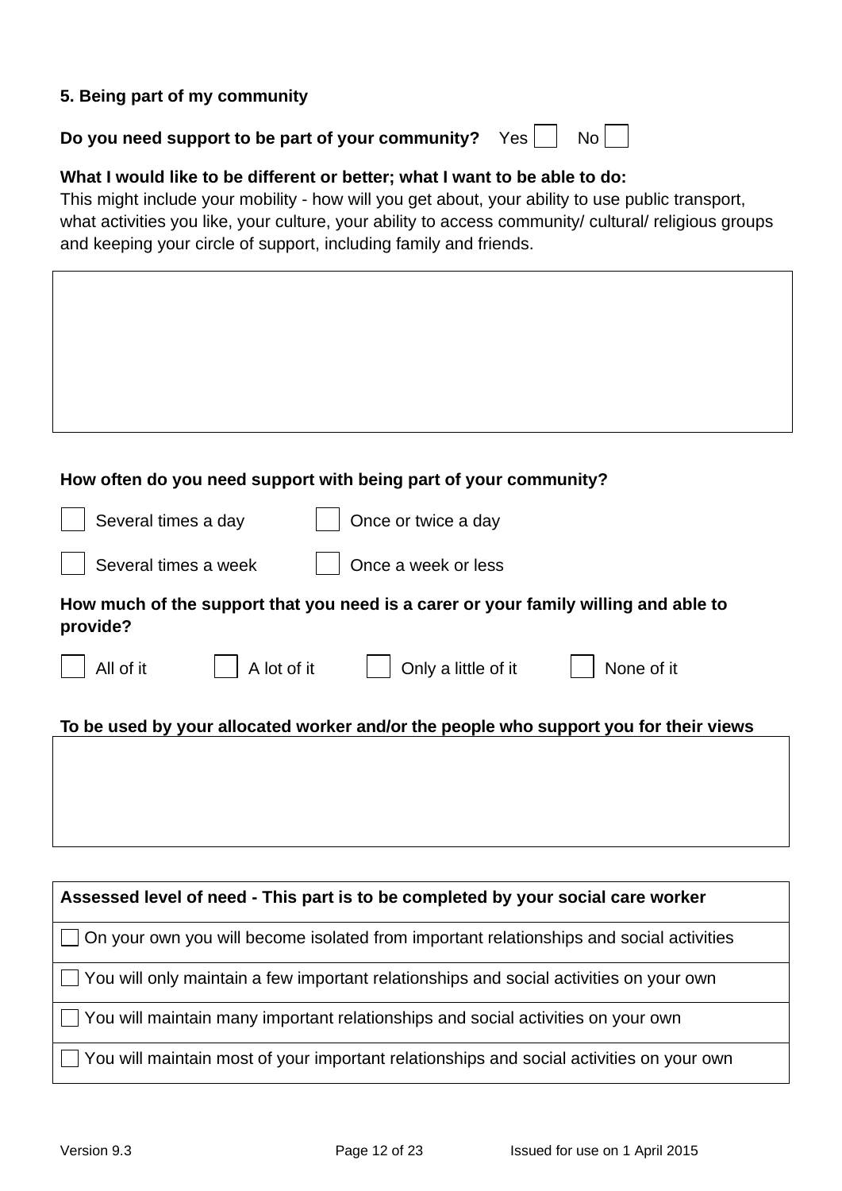## 5. Being part of my community

**Do you need support to be part of your community?** Yes ☐ No ☐

**What I would like to be different or better; what I want to be able to do:**
This might include your mobility - how will you get about, your ability to use public transport, what activities you like, your culture, your ability to access community/ cultural/ religious groups and keeping your circle of support, including family and friends.

| |
|---|
| |

**How often do you need support with being part of your community?**

☐ Several times a day ☐ Once or twice a day

☐ Several times a week ☐ Once a week or less

**How much of the support that you need is a carer or your family willing and able to provide?**

☐ All of it ☐ A lot of it ☐ Only a little of it ☐ None of it

**To be used by your allocated worker and/or the people who support you for their views**

| |
|---|
| |

| **Assessed level of need - This part is to be completed by your social care worker** |
|---|
| ☐ On your own you will become isolated from important relationships and social activities |
| ☐ You will only maintain a few important relationships and social activities on your own |
| ☐ You will maintain many important relationships and social activities on your own |
| ☐ You will maintain most of your important relationships and social activities on your own |

Version 9.3 Issued for use on 1 April 2015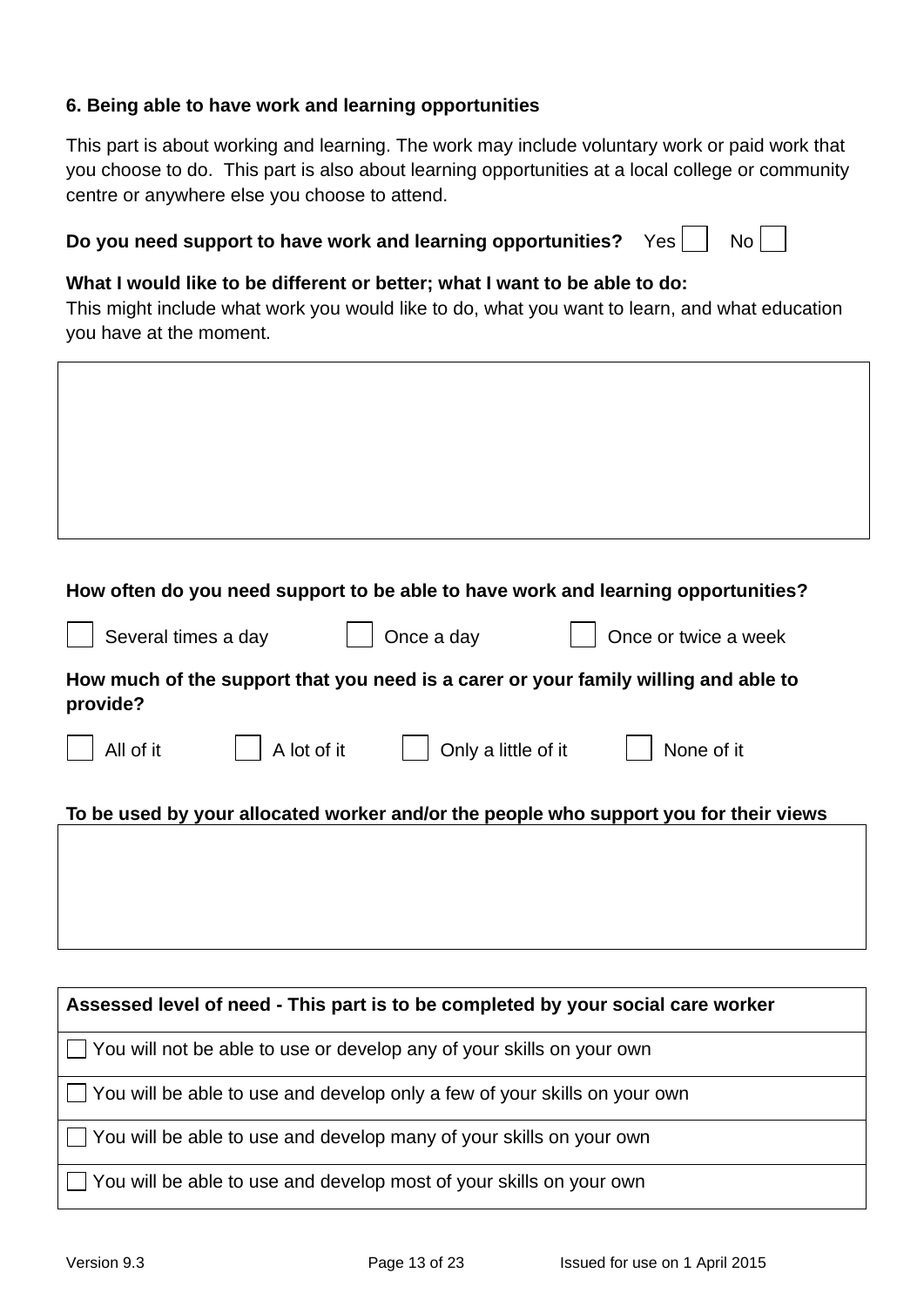### 6. Being able to have work and learning opportunities

This part is about working and learning. The work may include voluntary work or paid work that you choose to do. This part is also about learning opportunities at a local college or community centre or anywhere else you choose to attend.

**Do you need support to have work and learning opportunities?** Yes ☐ No ☐

**What I would like to be different or better; what I want to be able to do:**
This might include what work you would like to do, what you want to learn, and what education you have at the moment.

| |
|---|
| |

**How often do you need support to be able to have work and learning opportunities?**

☐ Several times a day ☐ Once a day ☐ Once or twice a week

**How much of the support that you need is a carer or your family willing and able to provide?**

☐ All of it ☐ A lot of it ☐ Only a little of it ☐ None of it

**To be used by your allocated worker and/or the people who support you for their views**

| |
|---|
| |

| Assessed level of need - This part is to be completed by your social care worker |
|---|
| ☐ You will not be able to use or develop any of your skills on your own |
| ☐ You will be able to use and develop only a few of your skills on your own |
| ☐ You will be able to use and develop many of your skills on your own |
| ☐ You will be able to use and develop most of your skills on your own |

Version 9.3 Issued for use on 1 April 2015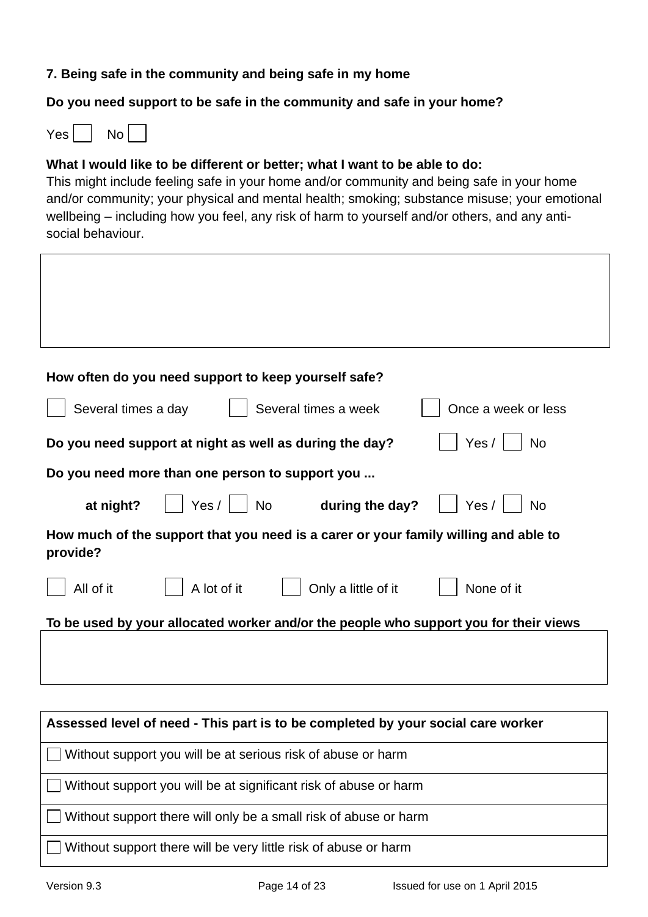**7. Being safe in the community and being safe in my home**

**Do you need support to be safe in the community and safe in your home?**

Yes ☐ No ☐

**What I would like to be different or better; what I want to be able to do:**
This might include feeling safe in your home and/or community and being safe in your home and/or community; your physical and mental health; smoking; substance misuse; your emotional wellbeing – including how you feel, any risk of harm to yourself and/or others, and any anti-social behaviour.

| |
|---|
| |

**How often do you need support to keep yourself safe?**

☐ Several times a day ☐ Several times a week ☐ Once a week or less

**Do you need support at night as well as during the day?** ☐ Yes / ☐ No

**Do you need more than one person to support you ...**

**at night?** ☐ Yes / ☐ No **during the day?** ☐ Yes / ☐ No

**How much of the support that you need is a carer or your family willing and able to provide?**

☐ All of it ☐ A lot of it ☐ Only a little of it ☐ None of it

**To be used by your allocated worker and/or the people who support you for their views**

| |
|---|
| |

| **Assessed level of need - This part is to be completed by your social care worker** |
|---|
| ☐ Without support you will be at serious risk of abuse or harm |
| ☐ Without support you will be at significant risk of abuse or harm |
| ☐ Without support there will only be a small risk of abuse or harm |
| ☐ Without support there will be very little risk of abuse or harm |

Version 9.3 Issued for use on 1 April 2015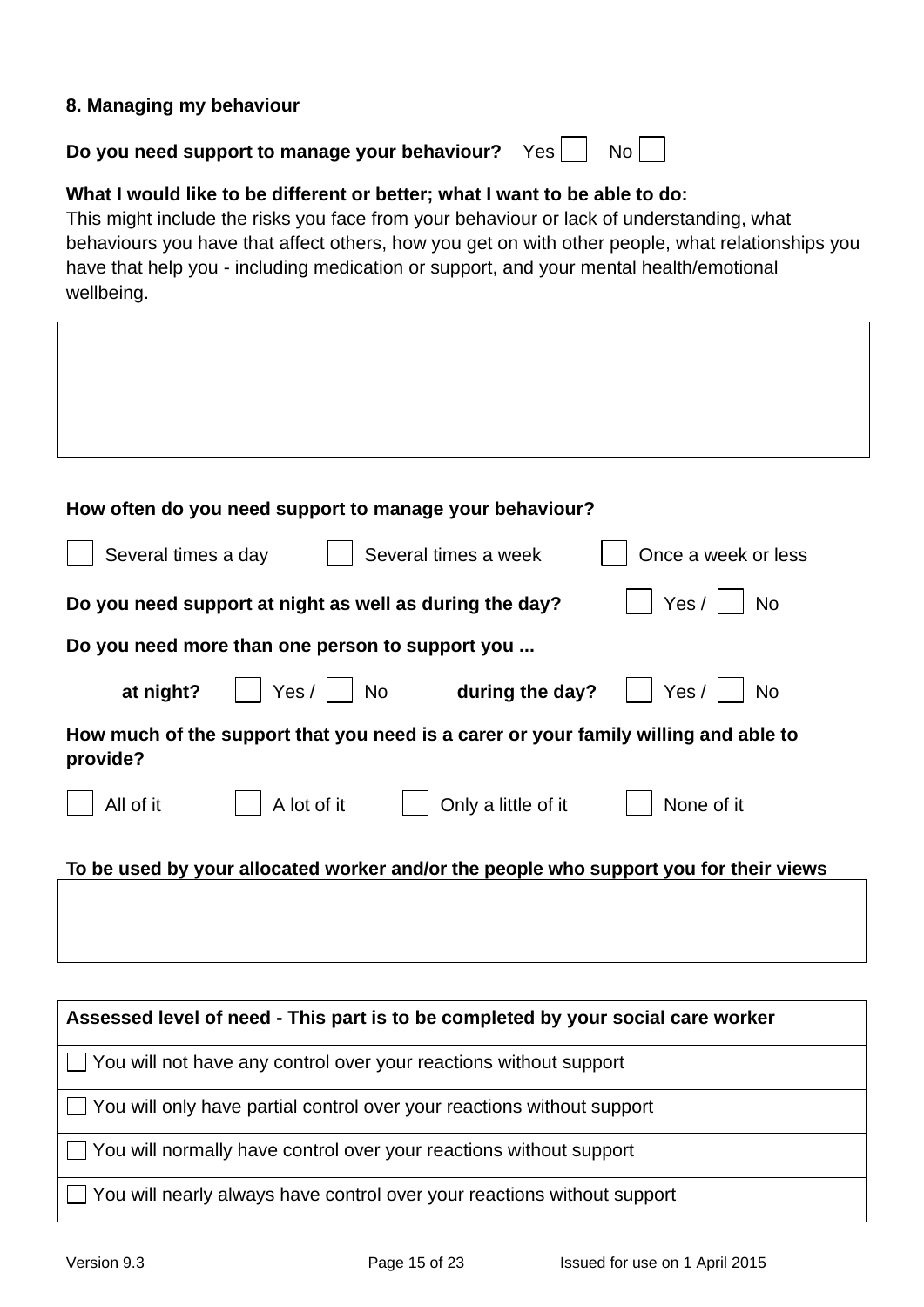## 8. Managing my behaviour

**Do you need support to manage your behaviour?** Yes ☐ No ☐

**What I would like to be different or better; what I want to be able to do:**
This might include the risks you face from your behaviour or lack of understanding, what behaviours you have that affect others, how you get on with other people, what relationships you have that help you - including medication or support, and your mental health/emotional wellbeing.

**How often do you need support to manage your behaviour?**

☐ Several times a day ☐ Several times a week ☐ Once a week or less

**Do you need support at night as well as during the day?** ☐ Yes / ☐ No

**Do you need more than one person to support you ...**

**at night?** ☐ Yes / ☐ No **during the day?** ☐ Yes / ☐ No

**How much of the support that you need is a carer or your family willing and able to provide?**

☐ All of it ☐ A lot of it ☐ Only a little of it ☐ None of it

**To be used by your allocated worker and/or the people who support you for their views**

| Assessed level of need - This part is to be completed by your social care worker |
|---|
| ☐ You will not have any control over your reactions without support |
| ☐ You will only have partial control over your reactions without support |
| ☐ You will normally have control over your reactions without support |
| ☐ You will nearly always have control over your reactions without support |

Version 9.3 Issued for use on 1 April 2015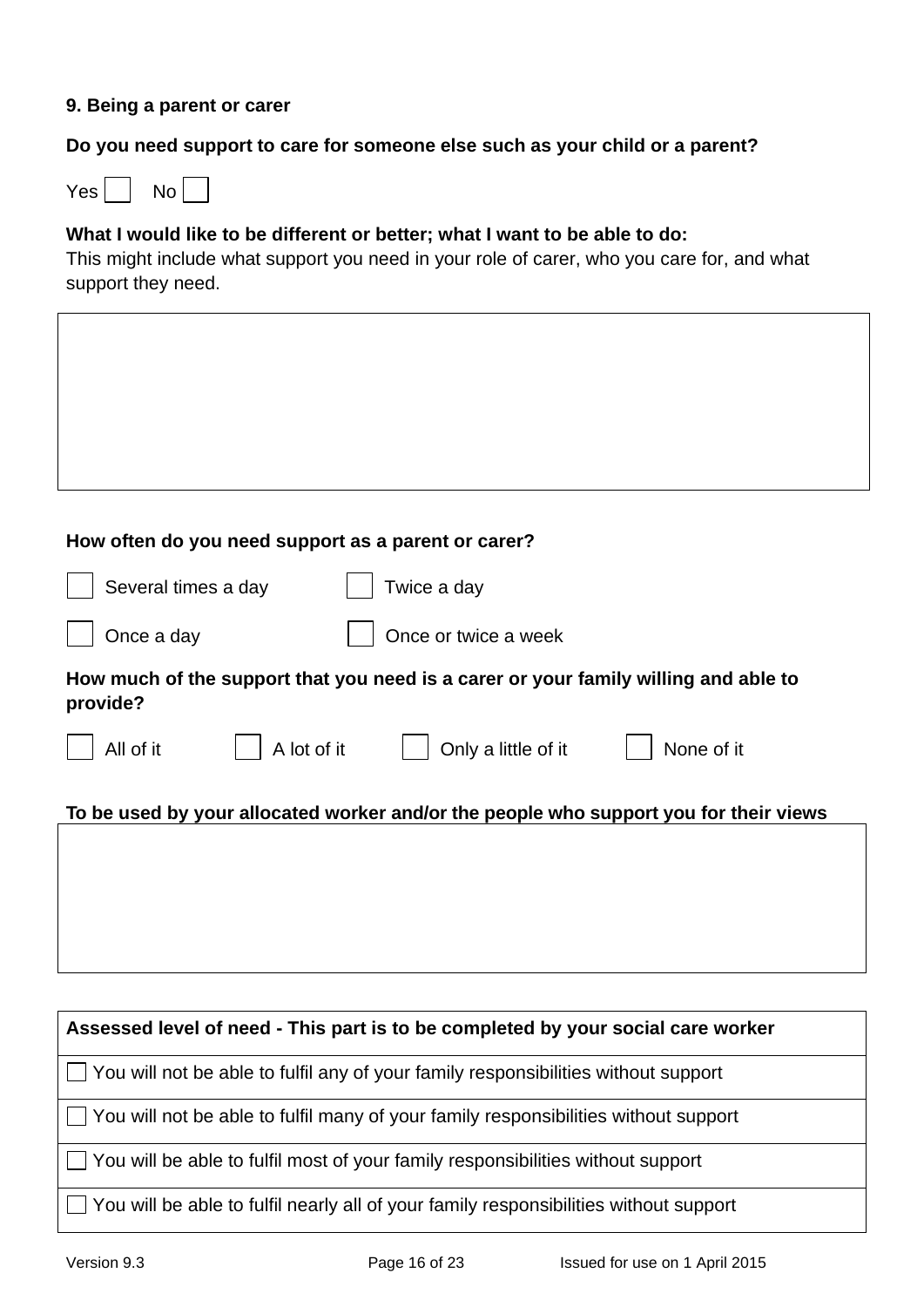### 9. Being a parent or carer

**Do you need support to care for someone else such as your child or a parent?**

Yes ☐ No ☐

**What I would like to be different or better; what I want to be able to do:**
This might include what support you need in your role of carer, who you care for, and what support they need.

| |
|---|
| |

**How often do you need support as a parent or carer?**

☐ Several times a day ☐ Twice a day

☐ Once a day ☐ Once or twice a week

**How much of the support that you need is a carer or your family willing and able to provide?**

☐ All of it ☐ A lot of it ☐ Only a little of it ☐ None of it

**To be used by your allocated worker and/or the people who support you for their views**

| |
|---|
| |

| **Assessed level of need - This part is to be completed by your social care worker** |
|---|
| ☐ You will not be able to fulfil any of your family responsibilities without support |
| ☐ You will not be able to fulfil many of your family responsibilities without support |
| ☐ You will be able to fulfil most of your family responsibilities without support |
| ☐ You will be able to fulfil nearly all of your family responsibilities without support |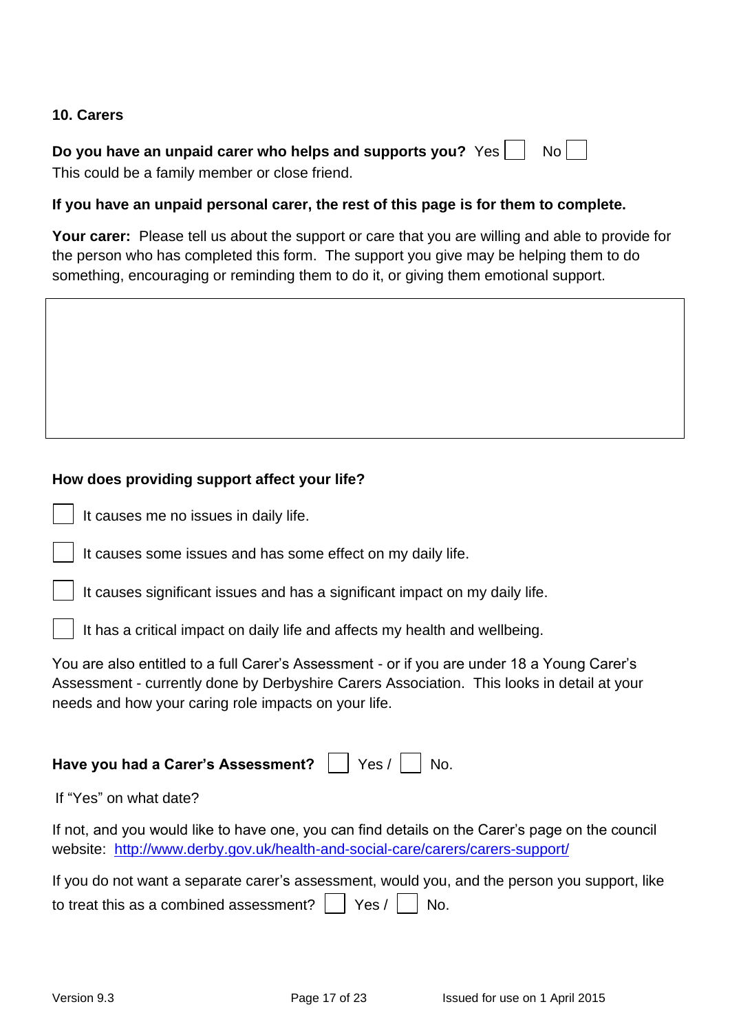## 10. Carers

**Do you have an unpaid carer who helps and supports you?** Yes ☐ No ☐
This could be a family member or close friend.

**If you have an unpaid personal carer, the rest of this page is for them to complete.**

**Your carer:** Please tell us about the support or care that you are willing and able to provide for the person who has completed this form. The support you give may be helping them to do something, encouraging or reminding them to do it, or giving them emotional support.

| |
|---|
| |

**How does providing support affect your life?**

- ☐ It causes me no issues in daily life.
- ☐ It causes some issues and has some effect on my daily life.
- ☐ It causes significant issues and has a significant impact on my daily life.
- ☐ It has a critical impact on daily life and affects my health and wellbeing.

You are also entitled to a full Carer's Assessment - or if you are under 18 a Young Carer's Assessment - currently done by Derbyshire Carers Association. This looks in detail at your needs and how your caring role impacts on your life.

**Have you had a Carer's Assessment?** ☐ Yes / ☐ No.

If "Yes" on what date?

If not, and you would like to have one, you can find details on the Carer's page on the council website: http://www.derby.gov.uk/health-and-social-care/carers/carers-support/

If you do not want a separate carer's assessment, would you, and the person you support, like to treat this as a combined assessment? ☐ Yes / ☐ No.

Version 9.3 Issued for use on 1 April 2015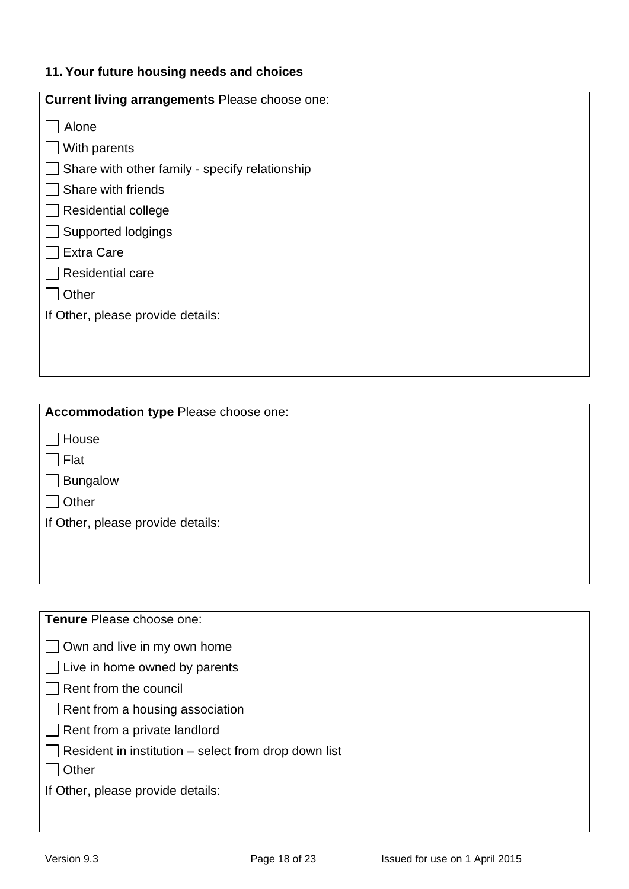## 11. Your future housing needs and choices

**Current living arrangements** Please choose one:

- ☐ Alone
- ☐ With parents
- ☐ Share with other family - specify relationship
- ☐ Share with friends
- ☐ Residential college
- ☐ Supported lodgings
- ☐ Extra Care
- ☐ Residential care
- ☐ Other

If Other, please provide details:

**Accommodation type** Please choose one:

- ☐ House
- ☐ Flat
- ☐ Bungalow
- ☐ Other

If Other, please provide details:

**Tenure** Please choose one:

- ☐ Own and live in my own home
- ☐ Live in home owned by parents
- ☐ Rent from the council
- ☐ Rent from a housing association
- ☐ Rent from a private landlord
- ☐ Resident in institution – select from drop down list
- ☐ Other

If Other, please provide details: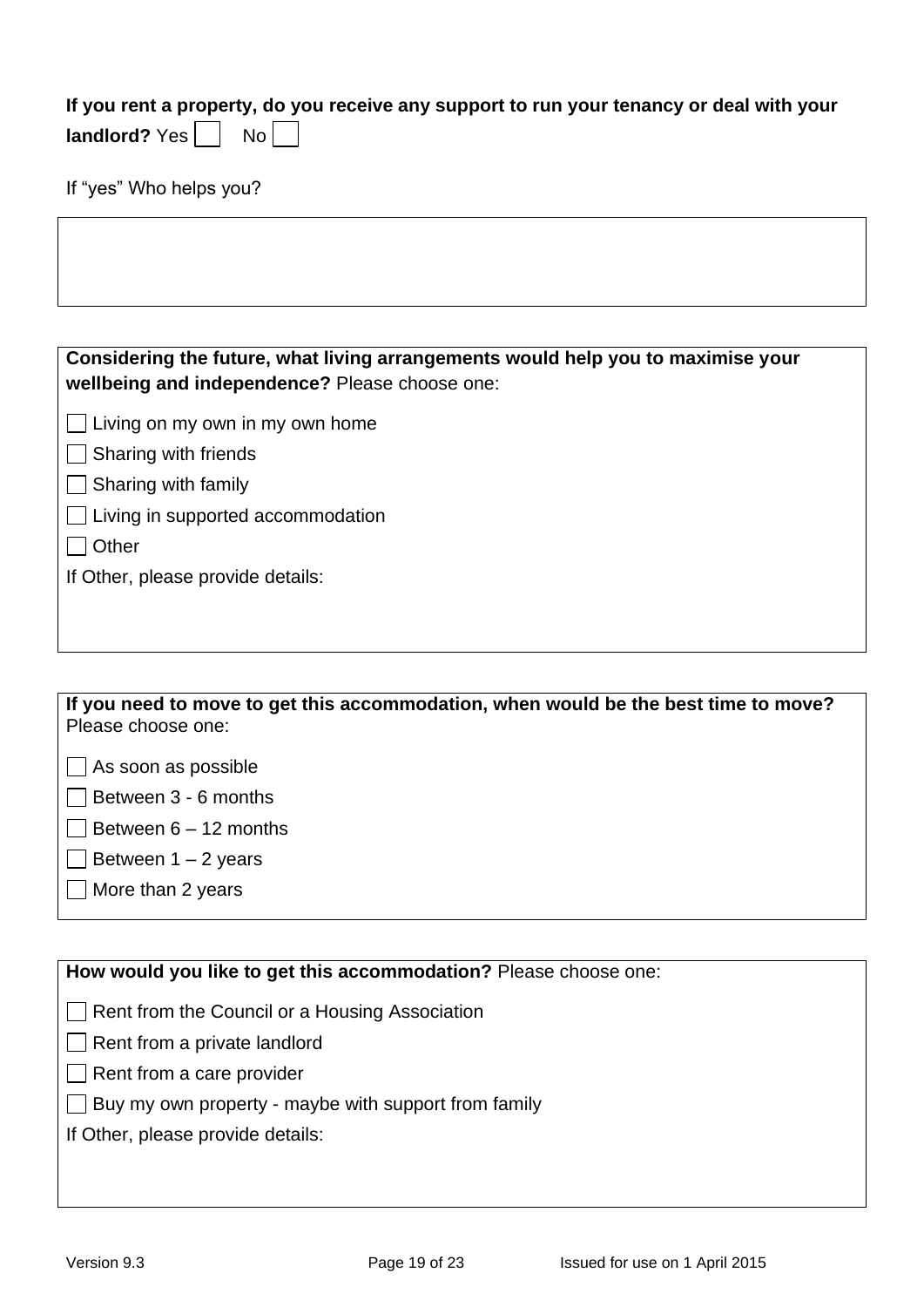**If you rent a property, do you receive any support to run your tenancy or deal with your landlord?** Yes ☐ No ☐

If "yes" Who helps you?

**Considering the future, what living arrangements would help you to maximise your wellbeing and independence?** Please choose one:

- ☐ Living on my own in my own home
- ☐ Sharing with friends
- ☐ Sharing with family
- ☐ Living in supported accommodation
- ☐ Other

If Other, please provide details:

**If you need to move to get this accommodation, when would be the best time to move?** Please choose one:

- ☐ As soon as possible
- ☐ Between 3 - 6 months
- ☐ Between 6 – 12 months
- ☐ Between 1 – 2 years
- ☐ More than 2 years

**How would you like to get this accommodation?** Please choose one:

- ☐ Rent from the Council or a Housing Association
- ☐ Rent from a private landlord
- ☐ Rent from a care provider
- ☐ Buy my own property - maybe with support from family

If Other, please provide details:

Version 9.3 Issued for use on 1 April 2015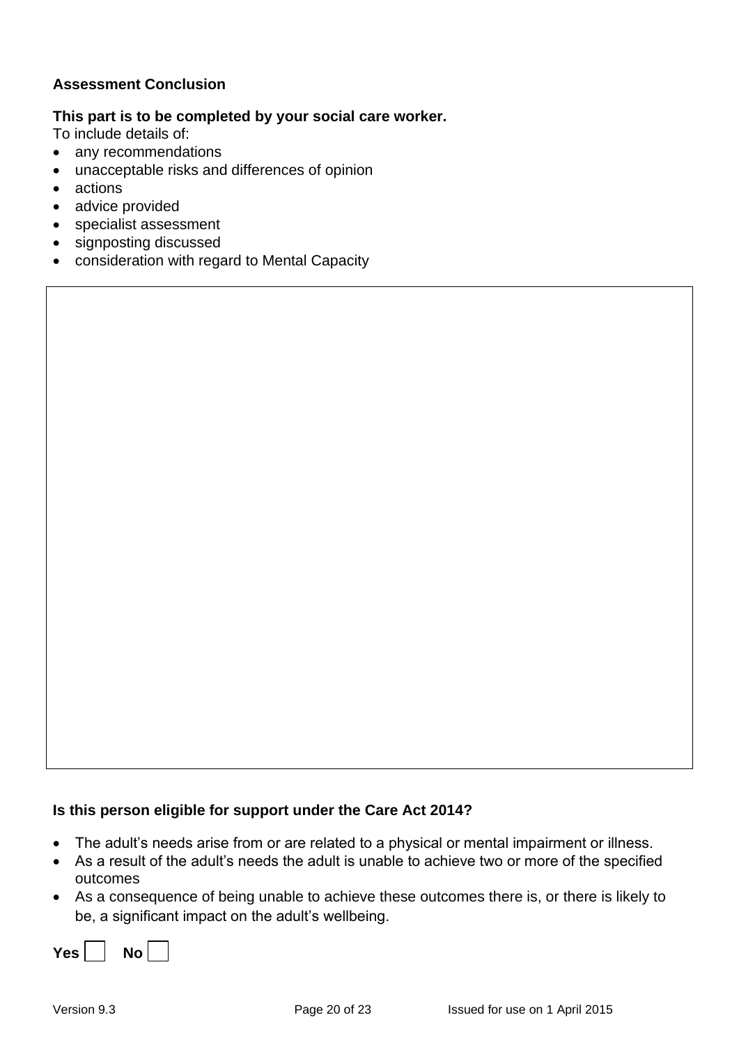**Assessment Conclusion**

**This part is to be completed by your social care worker.**
To include details of:

- any recommendations
- unacceptable risks and differences of opinion
- actions
- advice provided
- specialist assessment
- signposting discussed
- consideration with regard to Mental Capacity

| |
|---|
| |

**Is this person eligible for support under the Care Act 2014?**

- The adult's needs arise from or are related to a physical or mental impairment or illness.
- As a result of the adult's needs the adult is unable to achieve two or more of the specified outcomes
- As a consequence of being unable to achieve these outcomes there is, or there is likely to be, a significant impact on the adult's wellbeing.

**Yes** ☐ **No** ☐

Version 9.3 Issued for use on 1 April 2015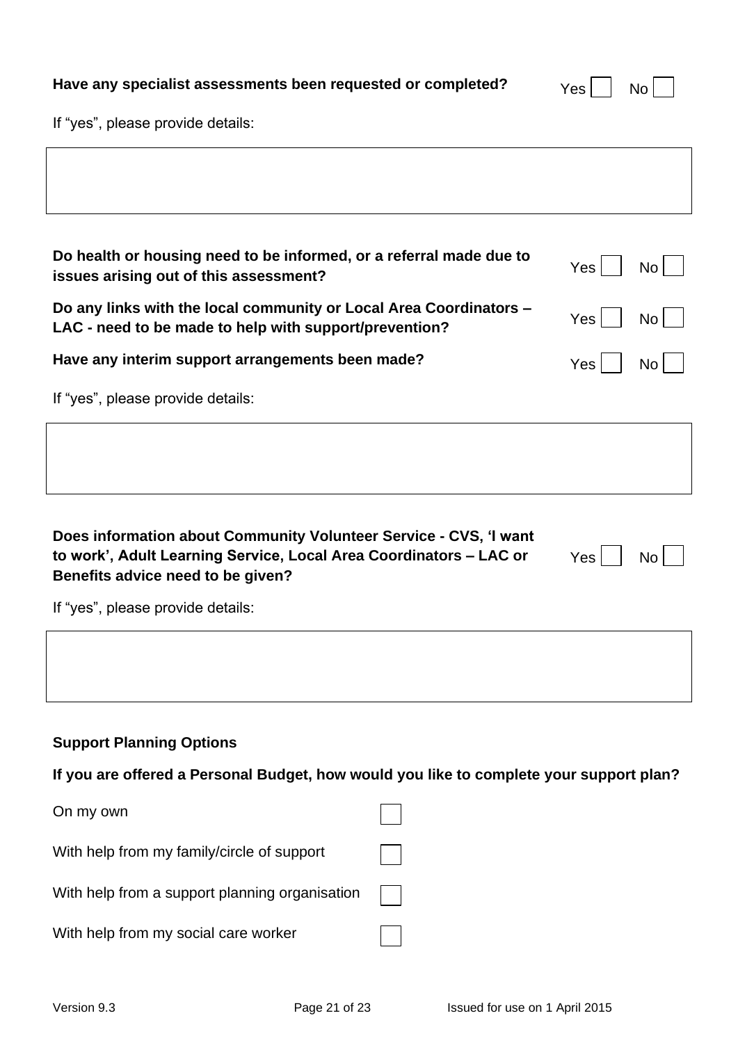**Have any specialist assessments been requested or completed?** Yes ☐ No ☐

If "yes", please provide details:

|   |
|---|
|   |

**Do health or housing need to be informed, or a referral made due to issues arising out of this assessment?** Yes ☐ No ☐

**Do any links with the local community or Local Area Coordinators – LAC - need to be made to help with support/prevention?** Yes ☐ No ☐

**Have any interim support arrangements been made?** Yes ☐ No ☐

If "yes", please provide details:

|   |
|---|
|   |

**Does information about Community Volunteer Service - CVS, 'I want to work', Adult Learning Service, Local Area Coordinators – LAC or Benefits advice need to be given?** Yes ☐ No ☐

If "yes", please provide details:

|   |
|---|
|   |

**Support Planning Options**

**If you are offered a Personal Budget, how would you like to complete your support plan?**

On my own ☐

With help from my family/circle of support ☐

With help from a support planning organisation ☐

With help from my social care worker ☐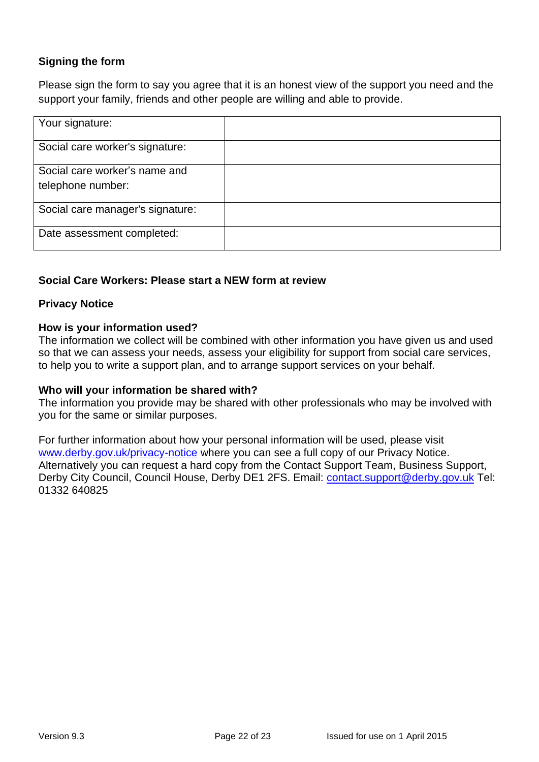### Signing the form

Please sign the form to say you agree that it is an honest view of the support you need and the support your family, friends and other people are willing and able to provide.

| | |
|---|---|
| Your signature: | |
| Social care worker's signature: | |
| Social care worker's name and telephone number: | |
| Social care manager's signature: | |
| Date assessment completed: | |

**Social Care Workers: Please start a NEW form at review**

### Privacy Notice

**How is your information used?**
The information we collect will be combined with other information you have given us and used so that we can assess your needs, assess your eligibility for support from social care services, to help you to write a support plan, and to arrange support services on your behalf.

**Who will your information be shared with?**
The information you provide may be shared with other professionals who may be involved with you for the same or similar purposes.

For further information about how your personal information will be used, please visit www.derby.gov.uk/privacy-notice where you can see a full copy of our Privacy Notice. Alternatively you can request a hard copy from the Contact Support Team, Business Support, Derby City Council, Council House, Derby DE1 2FS. Email: contact.support@derby.gov.uk Tel: 01332 640825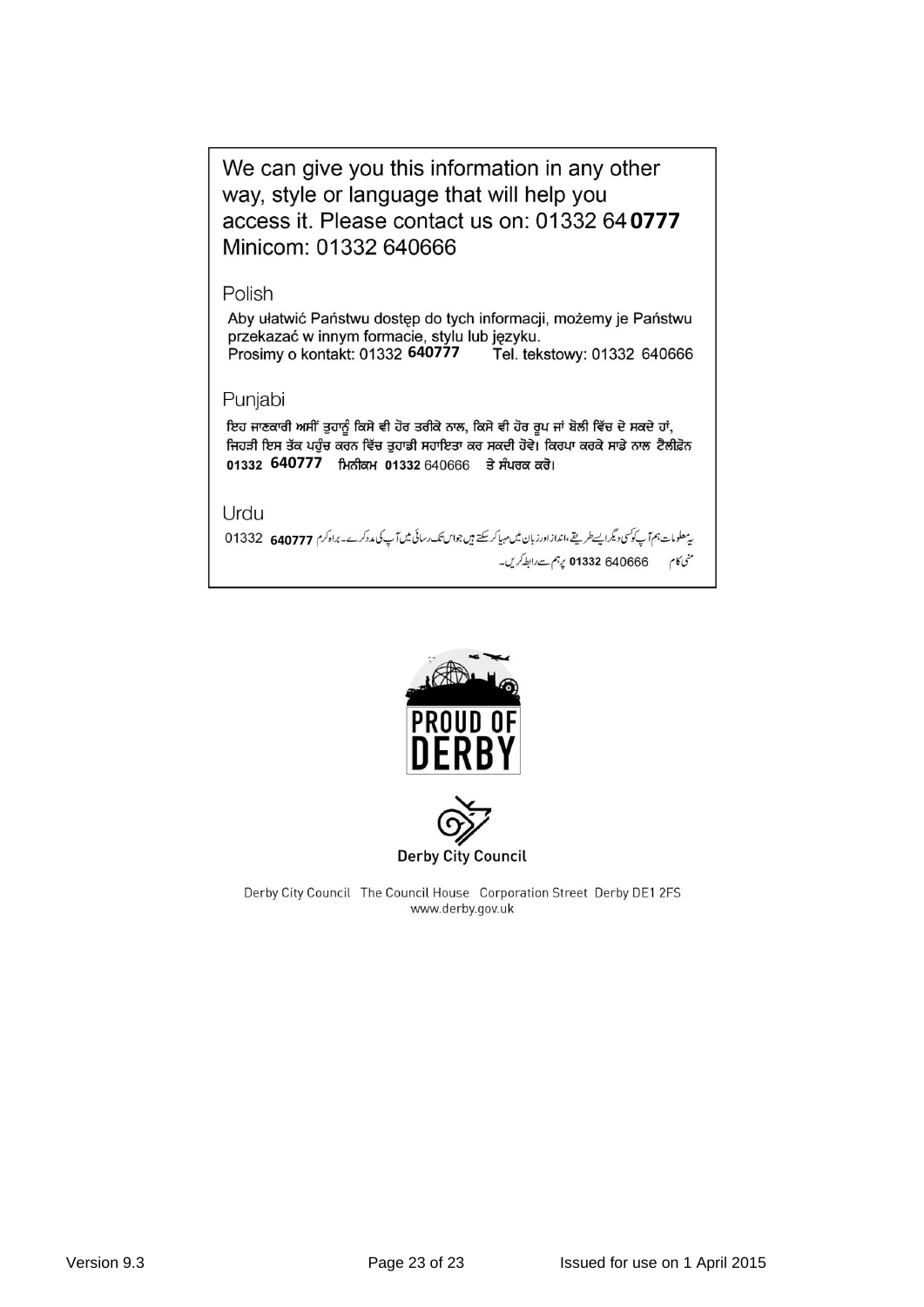We can give you this information in any other way, style or language that will help you access it. Please contact us on: 01332 64 **0777**
Minicom: 01332 640666

Polish

Aby ułatwić Państwu dostęp do tych informacji, możemy je Państwu przekazać w innym formacie, stylu lub języku.
Prosimy o kontakt: 01332 **640777** Tel. tekstowy: 01332 640666

Punjabi

ਇਹ ਜਾਣਕਾਰੀ ਅਸੀਂ ਤੁਹਾਨੂੰ ਕਿਸੇ ਵੀ ਹੋਰ ਤਰੀਕੇ ਨਾਲ, ਕਿਸੇ ਵੀ ਹੋਰ ਰੂਪ ਜਾਂ ਬੋਲੀ ਵਿੱਚ ਦੇ ਸਕਦੇ ਹਾਂ, ਜਿਹੜੀ ਇਸ ਤੱਕ ਪਹੁੰਚ ਕਰਨ ਵਿੱਚ ਤੁਹਾਡੀ ਸਹਾਇਤਾ ਕਰ ਸਕਦੀ ਹੋਵੇ। ਕਿਰਪਾ ਕਰਕੇ ਸਾਡੇ ਨਾਲ ਟੈਲੀਫੋਨ 01332 **640777** ਮਿਨੀਕਮ 01332 640666 ਤੇ ਸੰਪਰਕ ਕਰੋ।

Urdu

یہ معلومات ہم آپ کو کسی دیگر ایسے طریقے، انداز اور زبان میں مہیا کر سکتے ہیں جو اس تک رسائی میں آپ کی مدد کرے۔ براہ کرم **640777** 01332
منی کام 01332 640666 پر ہم سے رابطہ کریں۔

PROUD OF DERBY

Derby City Council

Derby City Council The Council House Corporation Street Derby DE1 2FS
www.derby.gov.uk

Version 9.3 Issued for use on 1 April 2015